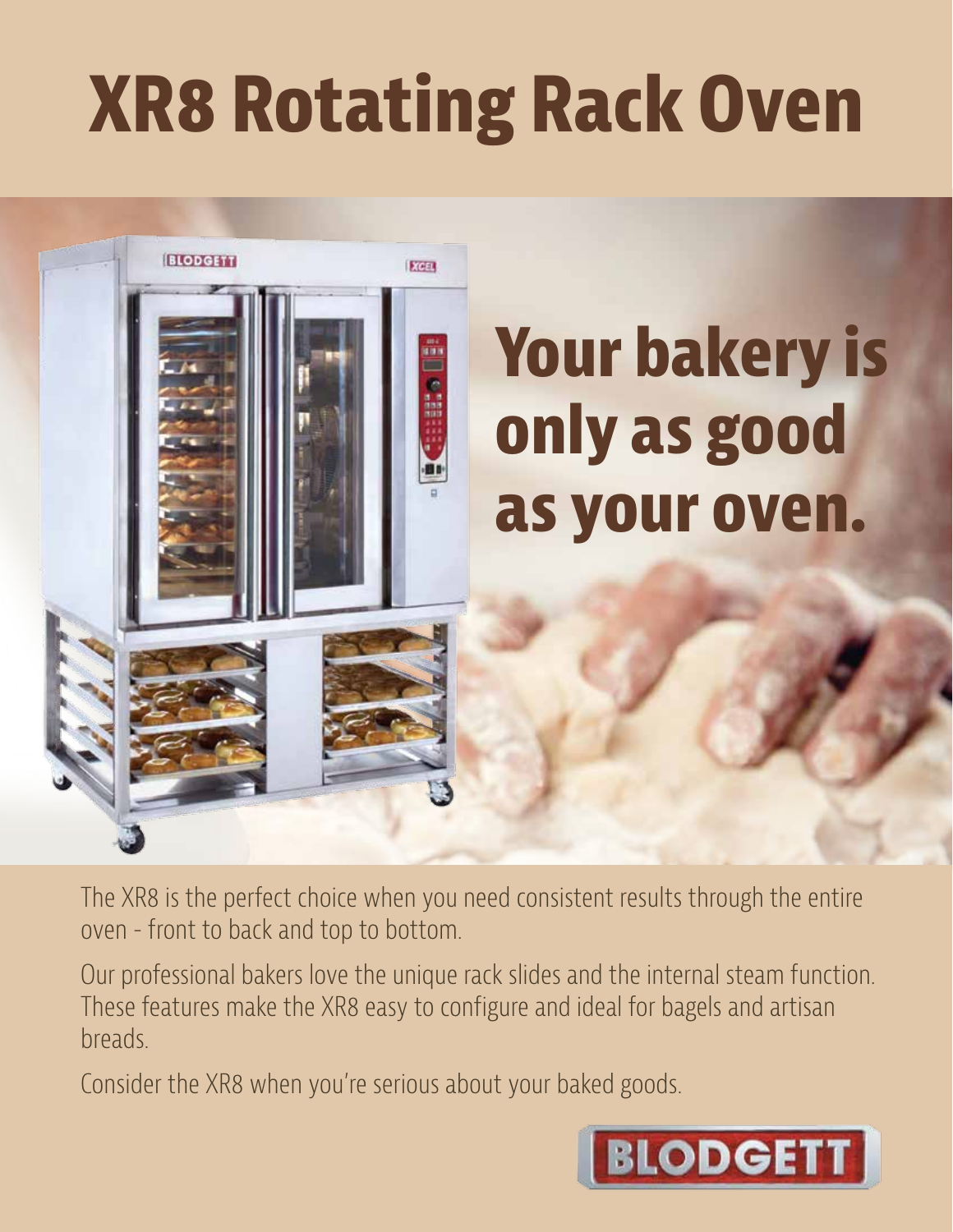# XR8 Rotating Rack Oven

## Your bakery is only as good as your oven.

The XR8 is the perfect choice when you need consistent results through the entire oven - front to back and top to bottom.

Our professional bakers love the unique rack slides and the internal steam function. These features make the XR8 easy to configure and ideal for bagels and artisan breads.

Consider the XR8 when you're serious about your baked goods.

BLODGETT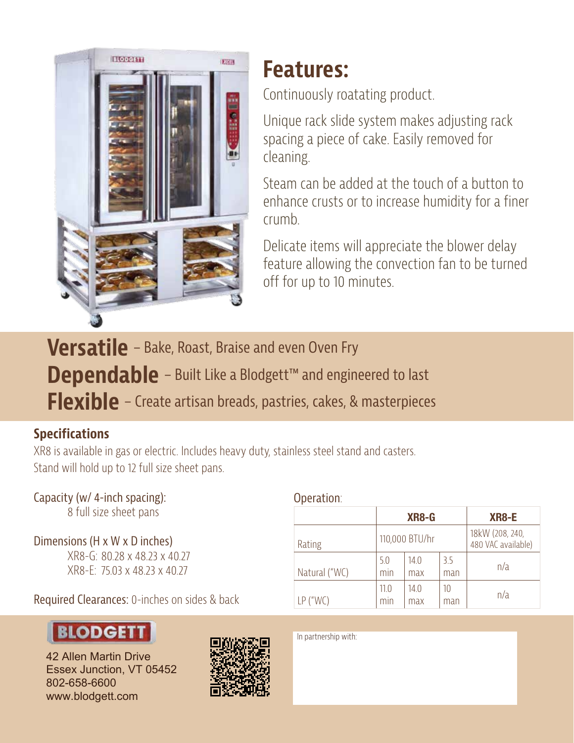# Features:

Continuously roatating product.

Unique rack slide system makes adjusting rack spacing a piece of cake. Easily removed for cleaning.

Steam can be added at the touch of a button to enhance crusts or to increase humidity for a finer crumb.

Delicate items will appreciate the blower delay feature allowing the convection fan to be turned off for up to 10 minutes.

**Versatile** – Bake, Roast, Braise and even Oven Fry

**Dependable** – Built Like a Blodgett™ and engineered to last

**Flexible** – Create artisan breads, pastries, cakes, & masterpieces

## Specifications

XR8 is available in gas or electric. Includes heavy duty, stainless steel stand and casters. Stand will hold up to 12 full size sheet pans.

Capacity (w/ 4-inch spacing):
8 full size sheet pans

Dimensions (H x W x D inches)
XR8-G: 80.28 x 48.23 x 40.27
XR8-E: 75.03 x 48.23 x 40.27

Required Clearances: 0-inches on sides & back

Operation:

| | XR8-G | | | XR8-E |
|---|---|---|---|---|
| Rating | 110,000 BTU/hr | | | 18kW (208, 240, 480 VAC available) |
| Natural ("WC) | 5.0 min | 14.0 max | 3.5 man | n/a |
| LP ("WC) | 11.0 min | 14.0 max | 10 man | n/a |

BLODGETT

42 Allen Martin Drive
Essex Junction, VT 05452
802-658-6600
www.blodgett.com

In partnership with: